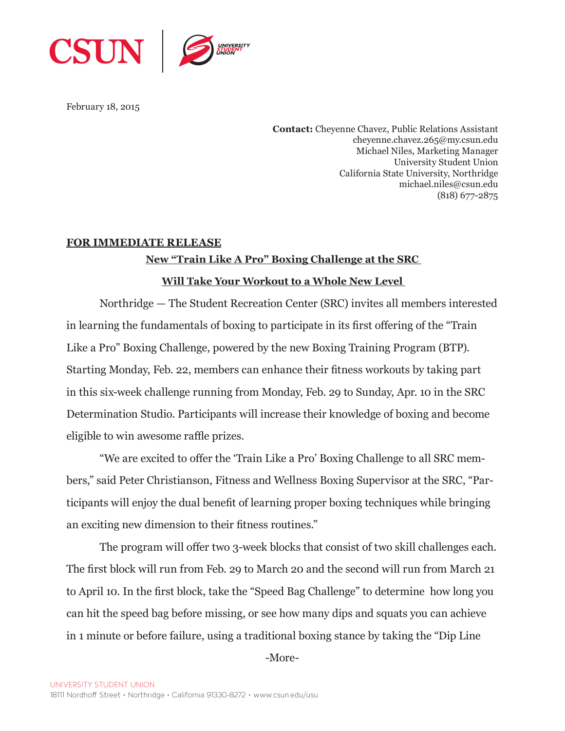February 18, 2015

**Contact:** Cheyenne Chavez, Public Relations Assistant
cheyenne.chavez.265@my.csun.edu
Michael Niles, Marketing Manager
University Student Union
California State University, Northridge
michael.niles@csun.edu
(818) 677-2875

**FOR IMMEDIATE RELEASE**

## New "Train Like A Pro" Boxing Challenge at the SRC Will Take Your Workout to a Whole New Level

Northridge — The Student Recreation Center (SRC) invites all members interested in learning the fundamentals of boxing to participate in its first offering of the "Train Like a Pro" Boxing Challenge, powered by the new Boxing Training Program (BTP). Starting Monday, Feb. 22, members can enhance their fitness workouts by taking part in this six-week challenge running from Monday, Feb. 29 to Sunday, Apr. 10 in the SRC Determination Studio. Participants will increase their knowledge of boxing and become eligible to win awesome raffle prizes.

"We are excited to offer the 'Train Like a Pro' Boxing Challenge to all SRC members," said Peter Christianson, Fitness and Wellness Boxing Supervisor at the SRC, "Participants will enjoy the dual benefit of learning proper boxing techniques while bringing an exciting new dimension to their fitness routines."

The program will offer two 3-week blocks that consist of two skill challenges each. The first block will run from Feb. 29 to March 20 and the second will run from March 21 to April 10. In the first block, take the "Speed Bag Challenge" to determine how long you can hit the speed bag before missing, or see how many dips and squats you can achieve in 1 minute or before failure, using a traditional boxing stance by taking the "Dip Line

-More-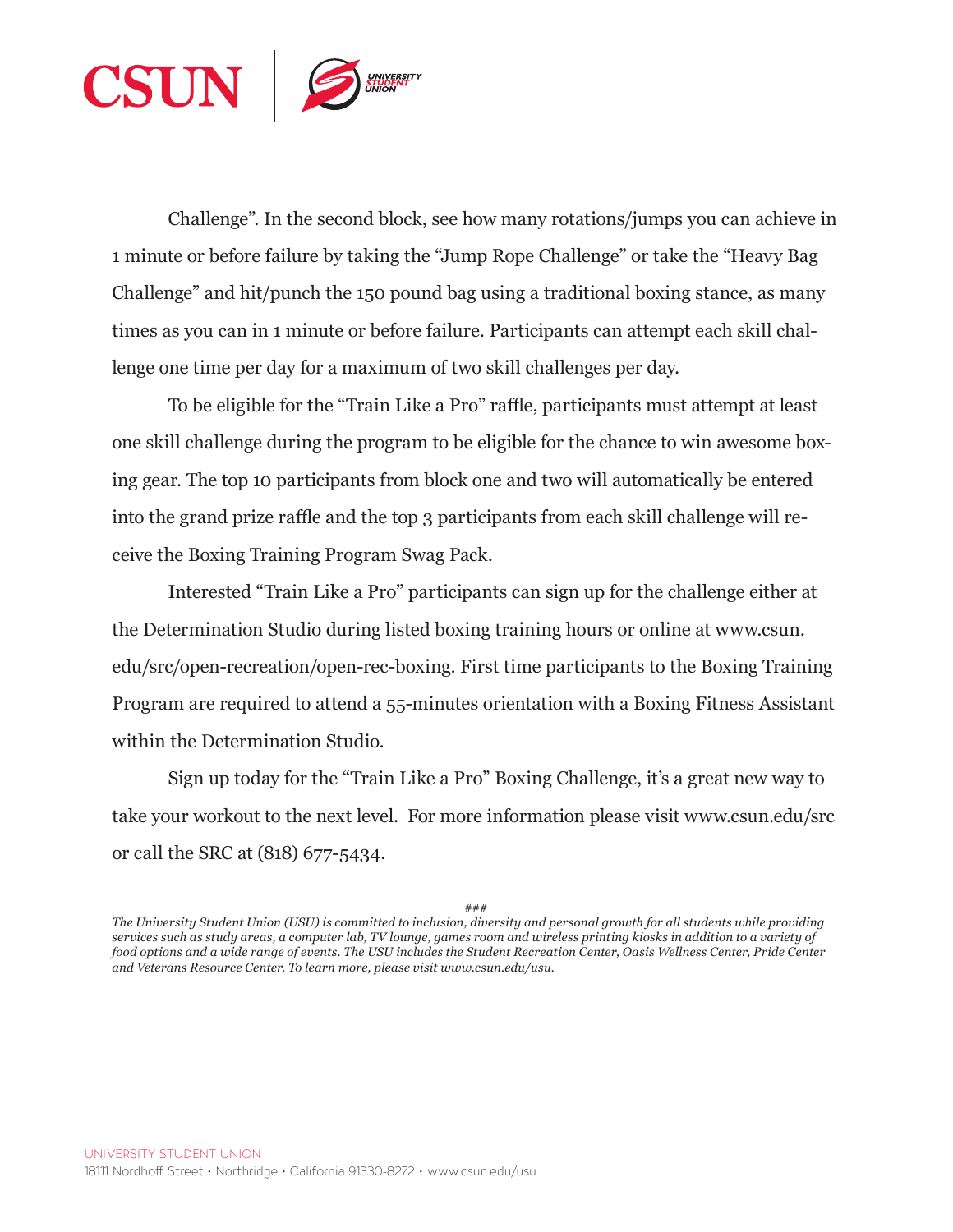Challenge". In the second block, see how many rotations/jumps you can achieve in 1 minute or before failure by taking the "Jump Rope Challenge" or take the "Heavy Bag Challenge" and hit/punch the 150 pound bag using a traditional boxing stance, as many times as you can in 1 minute or before failure. Participants can attempt each skill challenge one time per day for a maximum of two skill challenges per day.

To be eligible for the "Train Like a Pro" raffle, participants must attempt at least one skill challenge during the program to be eligible for the chance to win awesome boxing gear. The top 10 participants from block one and two will automatically be entered into the grand prize raffle and the top 3 participants from each skill challenge will receive the Boxing Training Program Swag Pack.

Interested "Train Like a Pro" participants can sign up for the challenge either at the Determination Studio during listed boxing training hours or online at www.csun.edu/src/open-recreation/open-rec-boxing. First time participants to the Boxing Training Program are required to attend a 55-minutes orientation with a Boxing Fitness Assistant within the Determination Studio.

Sign up today for the "Train Like a Pro" Boxing Challenge, it's a great new way to take your workout to the next level. For more information please visit www.csun.edu/src or call the SRC at (818) 677-5434.

###

*The University Student Union (USU) is committed to inclusion, diversity and personal growth for all students while providing services such as study areas, a computer lab, TV lounge, games room and wireless printing kiosks in addition to a variety of food options and a wide range of events. The USU includes the Student Recreation Center, Oasis Wellness Center, Pride Center and Veterans Resource Center. To learn more, please visit www.csun.edu/usu.*